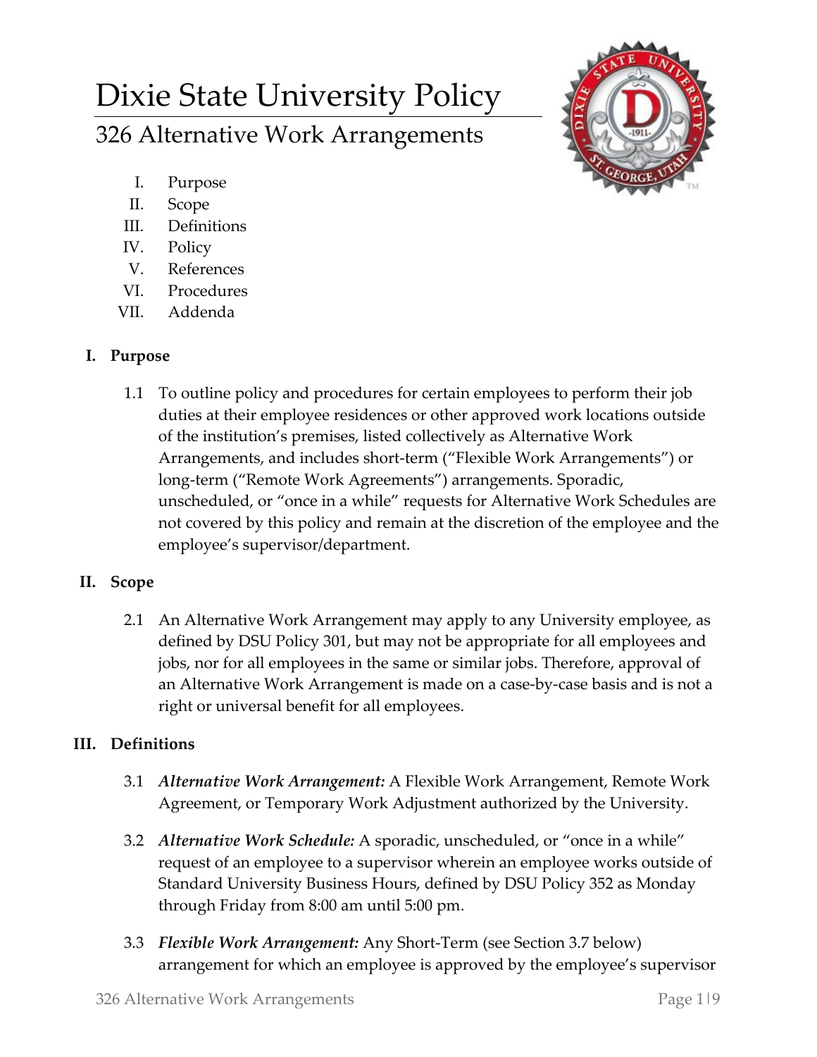# Dixie State University Policy

## 326 Alternative Work Arrangements

I. Purpose
II. Scope
III. Definitions
IV. Policy
V. References
VI. Procedures
VII. Addenda

### I. Purpose

1.1 To outline policy and procedures for certain employees to perform their job duties at their employee residences or other approved work locations outside of the institution's premises, listed collectively as Alternative Work Arrangements, and includes short-term ("Flexible Work Arrangements") or long-term ("Remote Work Agreements") arrangements. Sporadic, unscheduled, or "once in a while" requests for Alternative Work Schedules are not covered by this policy and remain at the discretion of the employee and the employee's supervisor/department.

### II. Scope

2.1 An Alternative Work Arrangement may apply to any University employee, as defined by DSU Policy 301, but may not be appropriate for all employees and jobs, nor for all employees in the same or similar jobs. Therefore, approval of an Alternative Work Arrangement is made on a case-by-case basis and is not a right or universal benefit for all employees.

### III. Definitions

3.1 ***Alternative Work Arrangement:*** A Flexible Work Arrangement, Remote Work Agreement, or Temporary Work Adjustment authorized by the University.

3.2 ***Alternative Work Schedule:*** A sporadic, unscheduled, or "once in a while" request of an employee to a supervisor wherein an employee works outside of Standard University Business Hours, defined by DSU Policy 352 as Monday through Friday from 8:00 am until 5:00 pm.

3.3 ***Flexible Work Arrangement:*** Any Short-Term (see Section 3.7 below) arrangement for which an employee is approved by the employee's supervisor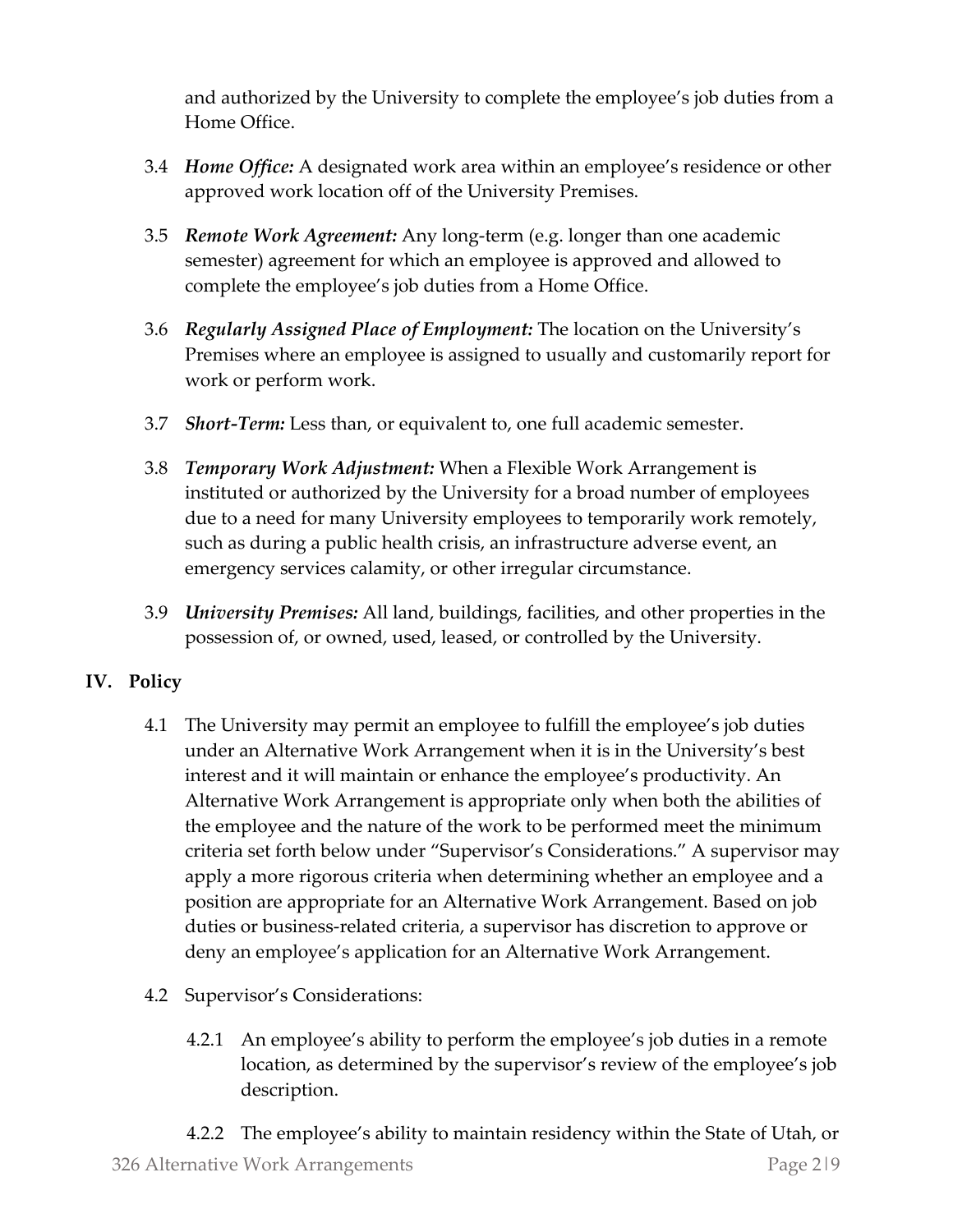and authorized by the University to complete the employee's job duties from a Home Office.

3.4 ***Home Office:*** A designated work area within an employee's residence or other approved work location off of the University Premises.

3.5 ***Remote Work Agreement:*** Any long-term (e.g. longer than one academic semester) agreement for which an employee is approved and allowed to complete the employee's job duties from a Home Office.

3.6 ***Regularly Assigned Place of Employment:*** The location on the University's Premises where an employee is assigned to usually and customarily report for work or perform work.

3.7 ***Short-Term:*** Less than, or equivalent to, one full academic semester.

3.8 ***Temporary Work Adjustment:*** When a Flexible Work Arrangement is instituted or authorized by the University for a broad number of employees due to a need for many University employees to temporarily work remotely, such as during a public health crisis, an infrastructure adverse event, an emergency services calamity, or other irregular circumstance.

3.9 ***University Premises:*** All land, buildings, facilities, and other properties in the possession of, or owned, used, leased, or controlled by the University.

## IV. Policy

4.1 The University may permit an employee to fulfill the employee's job duties under an Alternative Work Arrangement when it is in the University's best interest and it will maintain or enhance the employee's productivity. An Alternative Work Arrangement is appropriate only when both the abilities of the employee and the nature of the work to be performed meet the minimum criteria set forth below under "Supervisor's Considerations." A supervisor may apply a more rigorous criteria when determining whether an employee and a position are appropriate for an Alternative Work Arrangement. Based on job duties or business-related criteria, a supervisor has discretion to approve or deny an employee's application for an Alternative Work Arrangement.

4.2 Supervisor's Considerations:

4.2.1 An employee's ability to perform the employee's job duties in a remote location, as determined by the supervisor's review of the employee's job description.

4.2.2 The employee's ability to maintain residency within the State of Utah, or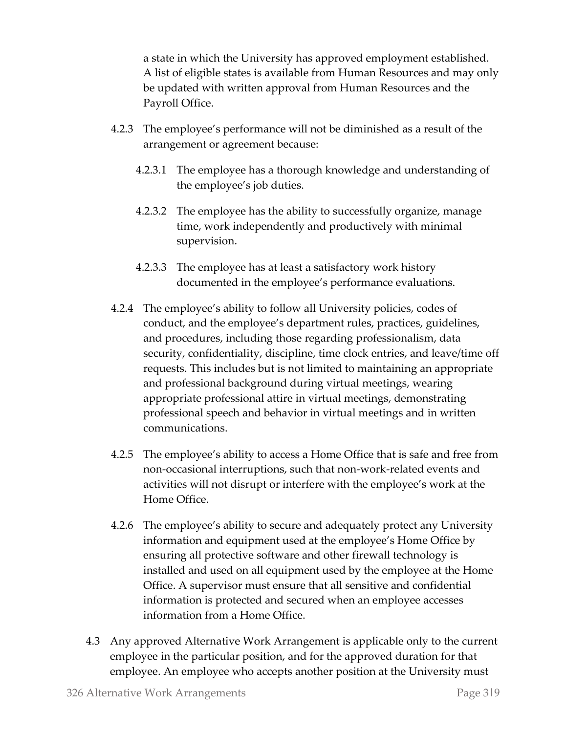a state in which the University has approved employment established. A list of eligible states is available from Human Resources and may only be updated with written approval from Human Resources and the Payroll Office.

4.2.3 The employee's performance will not be diminished as a result of the arrangement or agreement because:

4.2.3.1 The employee has a thorough knowledge and understanding of the employee's job duties.

4.2.3.2 The employee has the ability to successfully organize, manage time, work independently and productively with minimal supervision.

4.2.3.3 The employee has at least a satisfactory work history documented in the employee's performance evaluations.

4.2.4 The employee's ability to follow all University policies, codes of conduct, and the employee's department rules, practices, guidelines, and procedures, including those regarding professionalism, data security, confidentiality, discipline, time clock entries, and leave/time off requests. This includes but is not limited to maintaining an appropriate and professional background during virtual meetings, wearing appropriate professional attire in virtual meetings, demonstrating professional speech and behavior in virtual meetings and in written communications.

4.2.5 The employee's ability to access a Home Office that is safe and free from non-occasional interruptions, such that non-work-related events and activities will not disrupt or interfere with the employee's work at the Home Office.

4.2.6 The employee's ability to secure and adequately protect any University information and equipment used at the employee's Home Office by ensuring all protective software and other firewall technology is installed and used on all equipment used by the employee at the Home Office. A supervisor must ensure that all sensitive and confidential information is protected and secured when an employee accesses information from a Home Office.

4.3 Any approved Alternative Work Arrangement is applicable only to the current employee in the particular position, and for the approved duration for that employee. An employee who accepts another position at the University must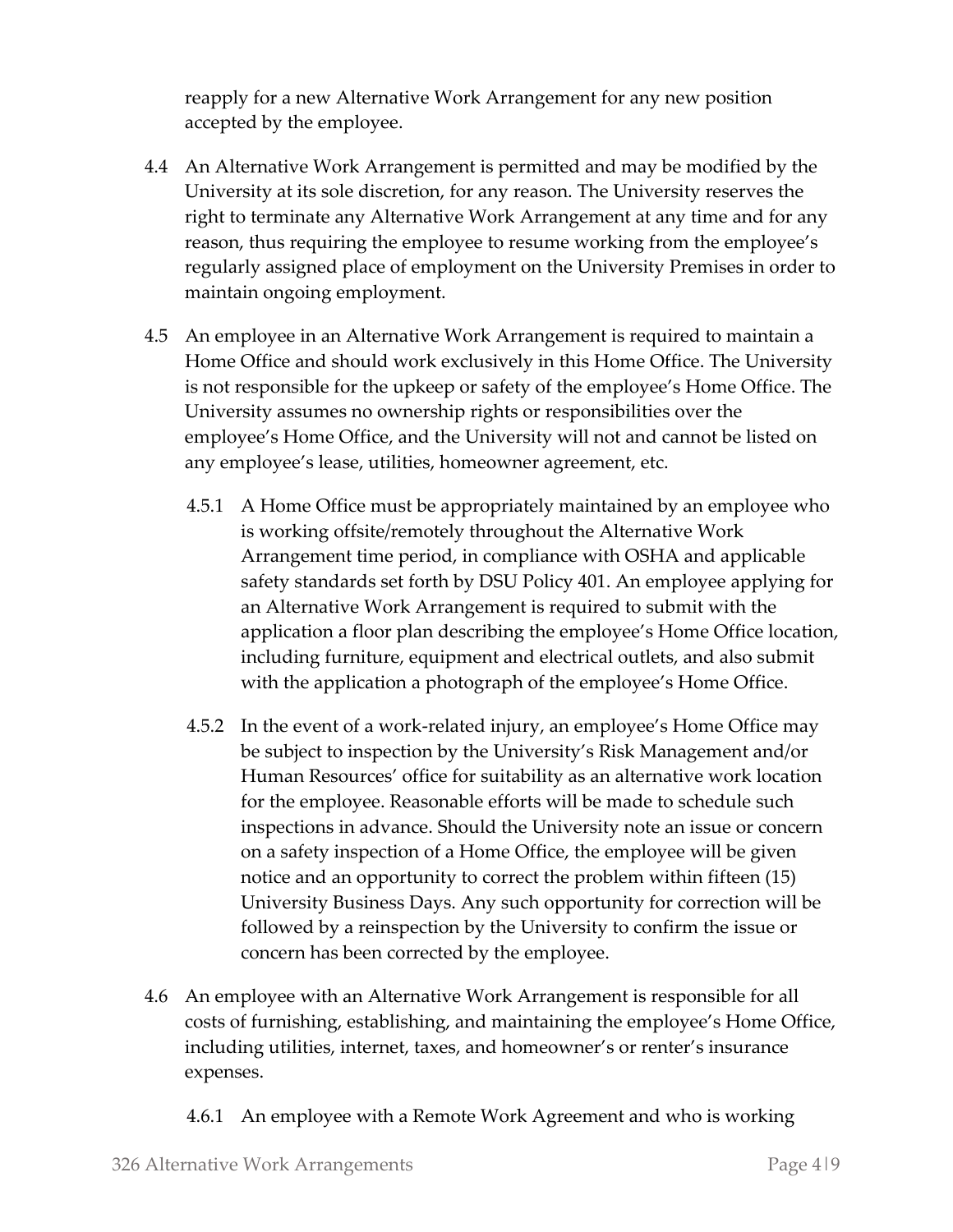reapply for a new Alternative Work Arrangement for any new position accepted by the employee.

4.4 An Alternative Work Arrangement is permitted and may be modified by the University at its sole discretion, for any reason. The University reserves the right to terminate any Alternative Work Arrangement at any time and for any reason, thus requiring the employee to resume working from the employee's regularly assigned place of employment on the University Premises in order to maintain ongoing employment.

4.5 An employee in an Alternative Work Arrangement is required to maintain a Home Office and should work exclusively in this Home Office. The University is not responsible for the upkeep or safety of the employee's Home Office. The University assumes no ownership rights or responsibilities over the employee's Home Office, and the University will not and cannot be listed on any employee's lease, utilities, homeowner agreement, etc.

4.5.1 A Home Office must be appropriately maintained by an employee who is working offsite/remotely throughout the Alternative Work Arrangement time period, in compliance with OSHA and applicable safety standards set forth by DSU Policy 401. An employee applying for an Alternative Work Arrangement is required to submit with the application a floor plan describing the employee's Home Office location, including furniture, equipment and electrical outlets, and also submit with the application a photograph of the employee's Home Office.

4.5.2 In the event of a work-related injury, an employee's Home Office may be subject to inspection by the University's Risk Management and/or Human Resources' office for suitability as an alternative work location for the employee. Reasonable efforts will be made to schedule such inspections in advance. Should the University note an issue or concern on a safety inspection of a Home Office, the employee will be given notice and an opportunity to correct the problem within fifteen (15) University Business Days. Any such opportunity for correction will be followed by a reinspection by the University to confirm the issue or concern has been corrected by the employee.

4.6 An employee with an Alternative Work Arrangement is responsible for all costs of furnishing, establishing, and maintaining the employee's Home Office, including utilities, internet, taxes, and homeowner's or renter's insurance expenses.

4.6.1 An employee with a Remote Work Agreement and who is working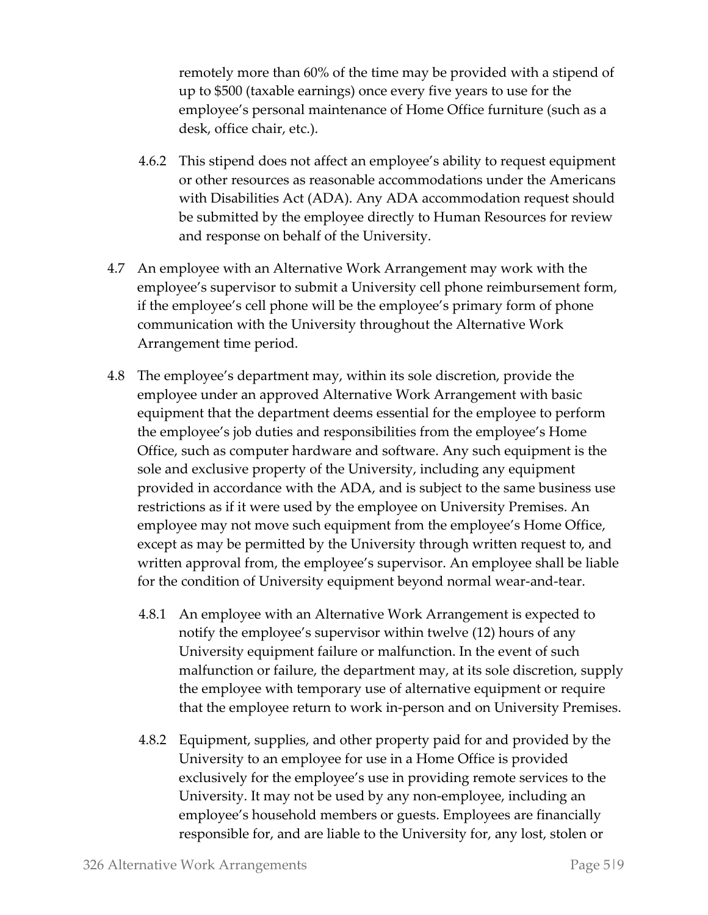remotely more than 60% of the time may be provided with a stipend of up to $500 (taxable earnings) once every five years to use for the employee's personal maintenance of Home Office furniture (such as a desk, office chair, etc.).

4.6.2 This stipend does not affect an employee's ability to request equipment or other resources as reasonable accommodations under the Americans with Disabilities Act (ADA). Any ADA accommodation request should be submitted by the employee directly to Human Resources for review and response on behalf of the University.

4.7 An employee with an Alternative Work Arrangement may work with the employee's supervisor to submit a University cell phone reimbursement form, if the employee's cell phone will be the employee's primary form of phone communication with the University throughout the Alternative Work Arrangement time period.

4.8 The employee's department may, within its sole discretion, provide the employee under an approved Alternative Work Arrangement with basic equipment that the department deems essential for the employee to perform the employee's job duties and responsibilities from the employee's Home Office, such as computer hardware and software. Any such equipment is the sole and exclusive property of the University, including any equipment provided in accordance with the ADA, and is subject to the same business use restrictions as if it were used by the employee on University Premises. An employee may not move such equipment from the employee's Home Office, except as may be permitted by the University through written request to, and written approval from, the employee's supervisor. An employee shall be liable for the condition of University equipment beyond normal wear-and-tear.

4.8.1 An employee with an Alternative Work Arrangement is expected to notify the employee's supervisor within twelve (12) hours of any University equipment failure or malfunction. In the event of such malfunction or failure, the department may, at its sole discretion, supply the employee with temporary use of alternative equipment or require that the employee return to work in-person and on University Premises.

4.8.2 Equipment, supplies, and other property paid for and provided by the University to an employee for use in a Home Office is provided exclusively for the employee's use in providing remote services to the University. It may not be used by any non-employee, including an employee's household members or guests. Employees are financially responsible for, and are liable to the University for, any lost, stolen or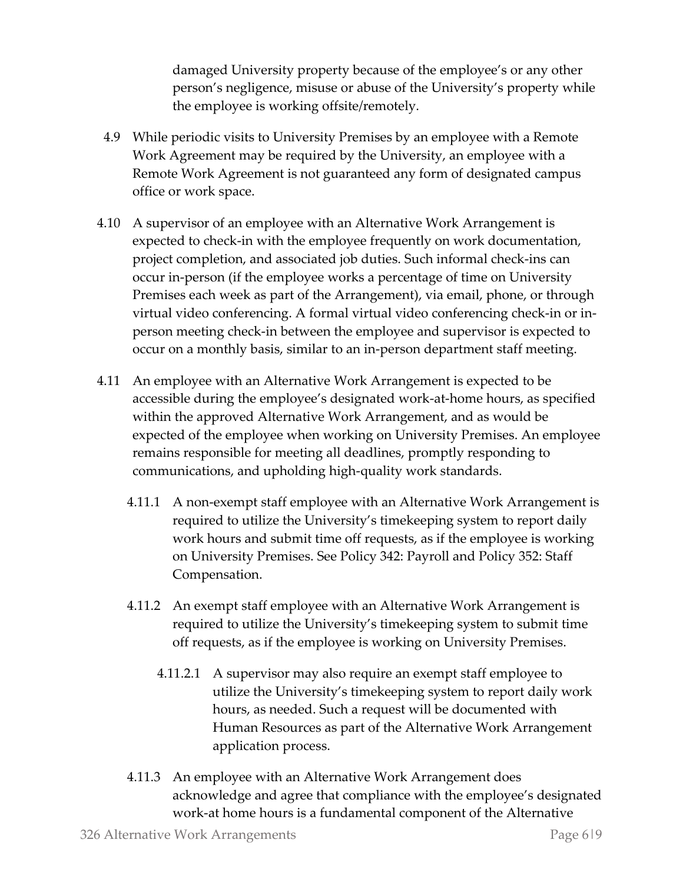damaged University property because of the employee's or any other person's negligence, misuse or abuse of the University's property while the employee is working offsite/remotely.

4.9 While periodic visits to University Premises by an employee with a Remote Work Agreement may be required by the University, an employee with a Remote Work Agreement is not guaranteed any form of designated campus office or work space.

4.10 A supervisor of an employee with an Alternative Work Arrangement is expected to check-in with the employee frequently on work documentation, project completion, and associated job duties. Such informal check-ins can occur in-person (if the employee works a percentage of time on University Premises each week as part of the Arrangement), via email, phone, or through virtual video conferencing. A formal virtual video conferencing check-in or in-person meeting check-in between the employee and supervisor is expected to occur on a monthly basis, similar to an in-person department staff meeting.

4.11 An employee with an Alternative Work Arrangement is expected to be accessible during the employee's designated work-at-home hours, as specified within the approved Alternative Work Arrangement, and as would be expected of the employee when working on University Premises. An employee remains responsible for meeting all deadlines, promptly responding to communications, and upholding high-quality work standards.

4.11.1 A non-exempt staff employee with an Alternative Work Arrangement is required to utilize the University's timekeeping system to report daily work hours and submit time off requests, as if the employee is working on University Premises. See Policy 342: Payroll and Policy 352: Staff Compensation.

4.11.2 An exempt staff employee with an Alternative Work Arrangement is required to utilize the University's timekeeping system to submit time off requests, as if the employee is working on University Premises.

4.11.2.1 A supervisor may also require an exempt staff employee to utilize the University's timekeeping system to report daily work hours, as needed. Such a request will be documented with Human Resources as part of the Alternative Work Arrangement application process.

4.11.3 An employee with an Alternative Work Arrangement does acknowledge and agree that compliance with the employee's designated work-at home hours is a fundamental component of the Alternative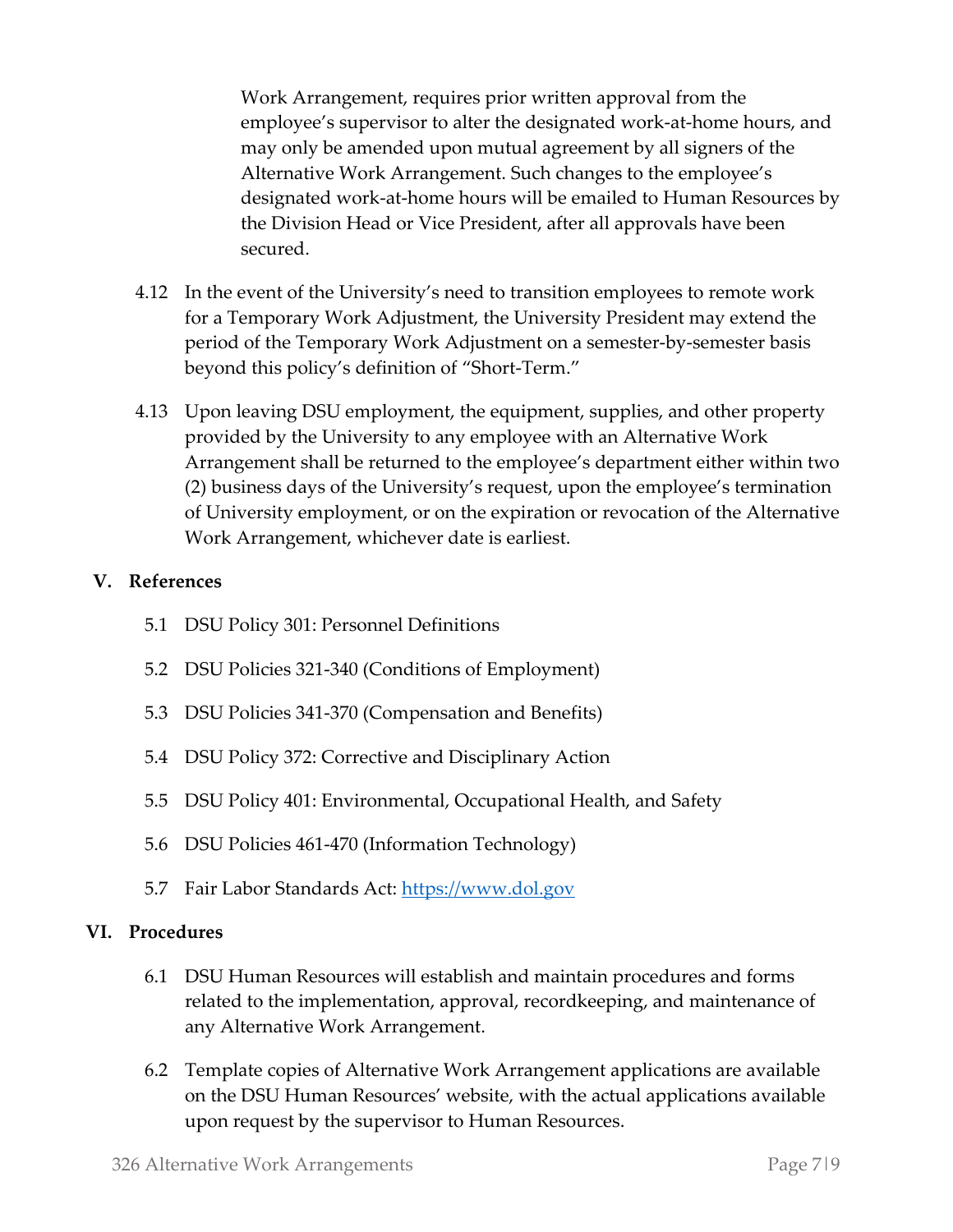Work Arrangement, requires prior written approval from the employee's supervisor to alter the designated work-at-home hours, and may only be amended upon mutual agreement by all signers of the Alternative Work Arrangement. Such changes to the employee's designated work-at-home hours will be emailed to Human Resources by the Division Head or Vice President, after all approvals have been secured.

4.12 In the event of the University's need to transition employees to remote work for a Temporary Work Adjustment, the University President may extend the period of the Temporary Work Adjustment on a semester-by-semester basis beyond this policy's definition of "Short-Term."

4.13 Upon leaving DSU employment, the equipment, supplies, and other property provided by the University to any employee with an Alternative Work Arrangement shall be returned to the employee's department either within two (2) business days of the University's request, upon the employee's termination of University employment, or on the expiration or revocation of the Alternative Work Arrangement, whichever date is earliest.

## V. References

5.1 DSU Policy 301: Personnel Definitions

5.2 DSU Policies 321-340 (Conditions of Employment)

5.3 DSU Policies 341-370 (Compensation and Benefits)

5.4 DSU Policy 372: Corrective and Disciplinary Action

5.5 DSU Policy 401: Environmental, Occupational Health, and Safety

5.6 DSU Policies 461-470 (Information Technology)

5.7 Fair Labor Standards Act: [https://www.dol.gov](https://www.dol.gov)

## VI. Procedures

6.1 DSU Human Resources will establish and maintain procedures and forms related to the implementation, approval, recordkeeping, and maintenance of any Alternative Work Arrangement.

6.2 Template copies of Alternative Work Arrangement applications are available on the DSU Human Resources' website, with the actual applications available upon request by the supervisor to Human Resources.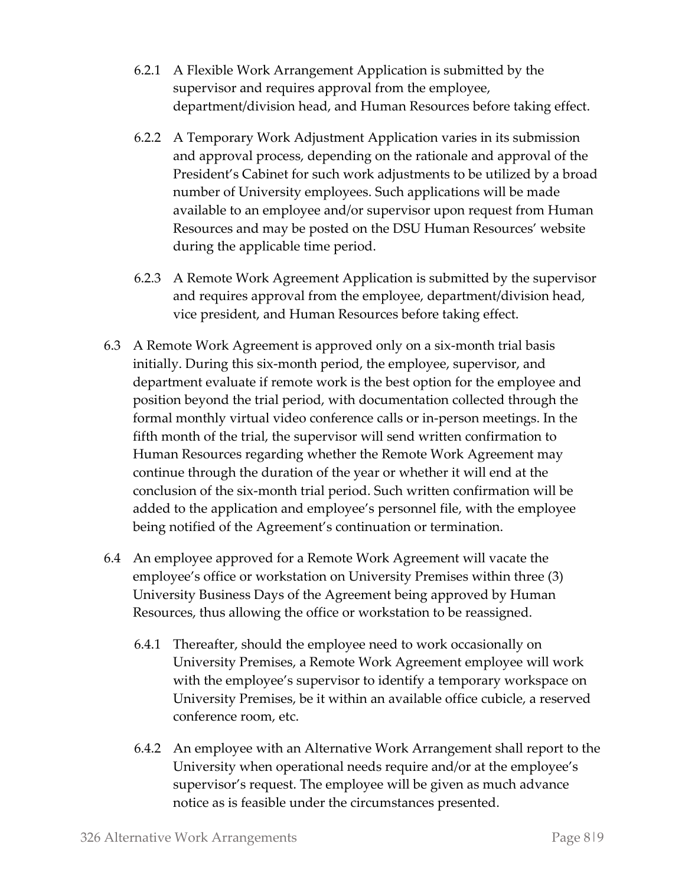6.2.1 A Flexible Work Arrangement Application is submitted by the supervisor and requires approval from the employee, department/division head, and Human Resources before taking effect.

6.2.2 A Temporary Work Adjustment Application varies in its submission and approval process, depending on the rationale and approval of the President's Cabinet for such work adjustments to be utilized by a broad number of University employees. Such applications will be made available to an employee and/or supervisor upon request from Human Resources and may be posted on the DSU Human Resources' website during the applicable time period.

6.2.3 A Remote Work Agreement Application is submitted by the supervisor and requires approval from the employee, department/division head, vice president, and Human Resources before taking effect.

6.3 A Remote Work Agreement is approved only on a six-month trial basis initially. During this six-month period, the employee, supervisor, and department evaluate if remote work is the best option for the employee and position beyond the trial period, with documentation collected through the formal monthly virtual video conference calls or in-person meetings. In the fifth month of the trial, the supervisor will send written confirmation to Human Resources regarding whether the Remote Work Agreement may continue through the duration of the year or whether it will end at the conclusion of the six-month trial period. Such written confirmation will be added to the application and employee's personnel file, with the employee being notified of the Agreement's continuation or termination.

6.4 An employee approved for a Remote Work Agreement will vacate the employee's office or workstation on University Premises within three (3) University Business Days of the Agreement being approved by Human Resources, thus allowing the office or workstation to be reassigned.

6.4.1 Thereafter, should the employee need to work occasionally on University Premises, a Remote Work Agreement employee will work with the employee's supervisor to identify a temporary workspace on University Premises, be it within an available office cubicle, a reserved conference room, etc.

6.4.2 An employee with an Alternative Work Arrangement shall report to the University when operational needs require and/or at the employee's supervisor's request. The employee will be given as much advance notice as is feasible under the circumstances presented.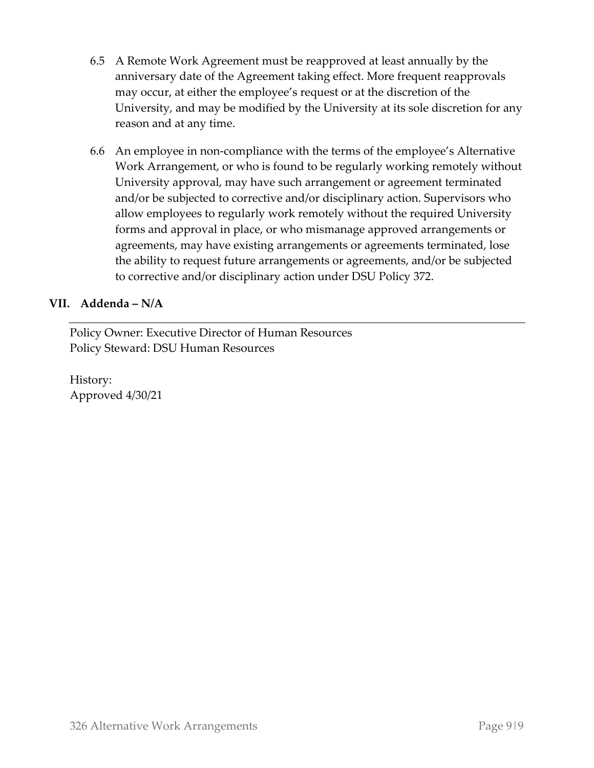6.5 A Remote Work Agreement must be reapproved at least annually by the anniversary date of the Agreement taking effect. More frequent reapprovals may occur, at either the employee's request or at the discretion of the University, and may be modified by the University at its sole discretion for any reason and at any time.

6.6 An employee in non-compliance with the terms of the employee's Alternative Work Arrangement, or who is found to be regularly working remotely without University approval, may have such arrangement or agreement terminated and/or be subjected to corrective and/or disciplinary action. Supervisors who allow employees to regularly work remotely without the required University forms and approval in place, or who mismanage approved arrangements or agreements, may have existing arrangements or agreements terminated, lose the ability to request future arrangements or agreements, and/or be subjected to corrective and/or disciplinary action under DSU Policy 372.

## VII. Addenda – N/A

---

Policy Owner: Executive Director of Human Resources
Policy Steward: DSU Human Resources

History:
Approved 4/30/21